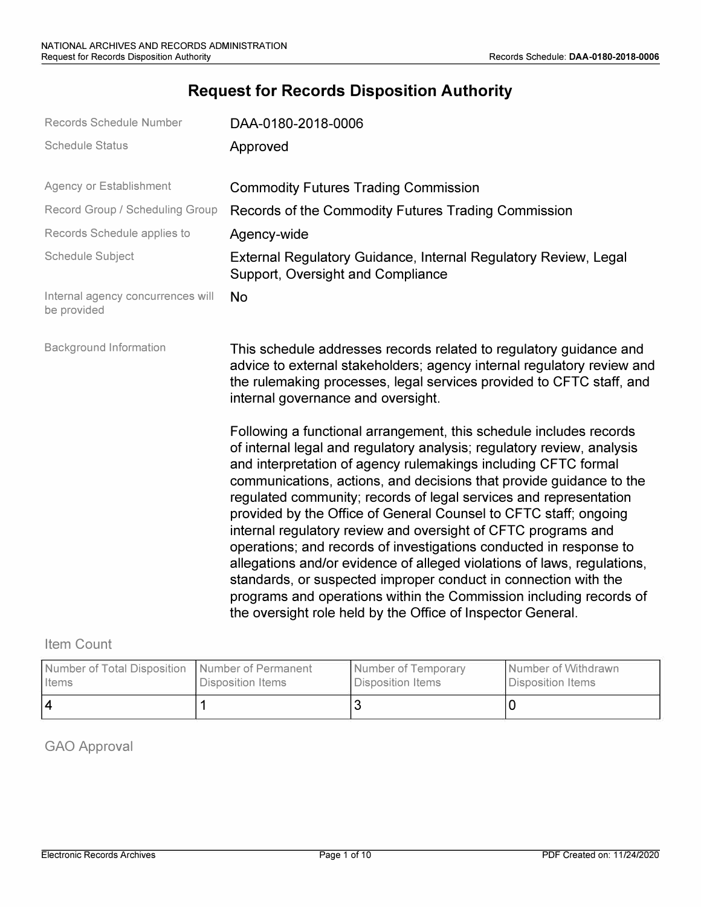# Request for Records Disposition Authority

| | |
|---|---|
| Records Schedule Number | DAA-0180-2018-0006 |
| Schedule Status | Approved |
| Agency or Establishment | Commodity Futures Trading Commission |
| Record Group / Scheduling Group | Records of the Commodity Futures Trading Commission |
| Records Schedule applies to | Agency-wide |
| Schedule Subject | External Regulatory Guidance, Internal Regulatory Review, Legal Support, Oversight and Compliance |
| Internal agency concurrences will be provided | No |

**Background Information**

This schedule addresses records related to regulatory guidance and advice to external stakeholders; agency internal regulatory review and the rulemaking processes, legal services provided to CFTC staff, and internal governance and oversight.

Following a functional arrangement, this schedule includes records of internal legal and regulatory analysis; regulatory review, analysis and interpretation of agency rulemakings including CFTC formal communications, actions, and decisions that provide guidance to the regulated community; records of legal services and representation provided by the Office of General Counsel to CFTC staff; ongoing internal regulatory review and oversight of CFTC programs and operations; and records of investigations conducted in response to allegations and/or evidence of alleged violations of laws, regulations, standards, or suspected improper conduct in connection with the programs and operations within the Commission including records of the oversight role held by the Office of Inspector General.

## Item Count

| Number of Total Disposition Items | Number of Permanent Disposition Items | Number of Temporary Disposition Items | Number of Withdrawn Disposition Items |
|---|---|---|---|
| 4 | 1 | 3 | 0 |

## GAO Approval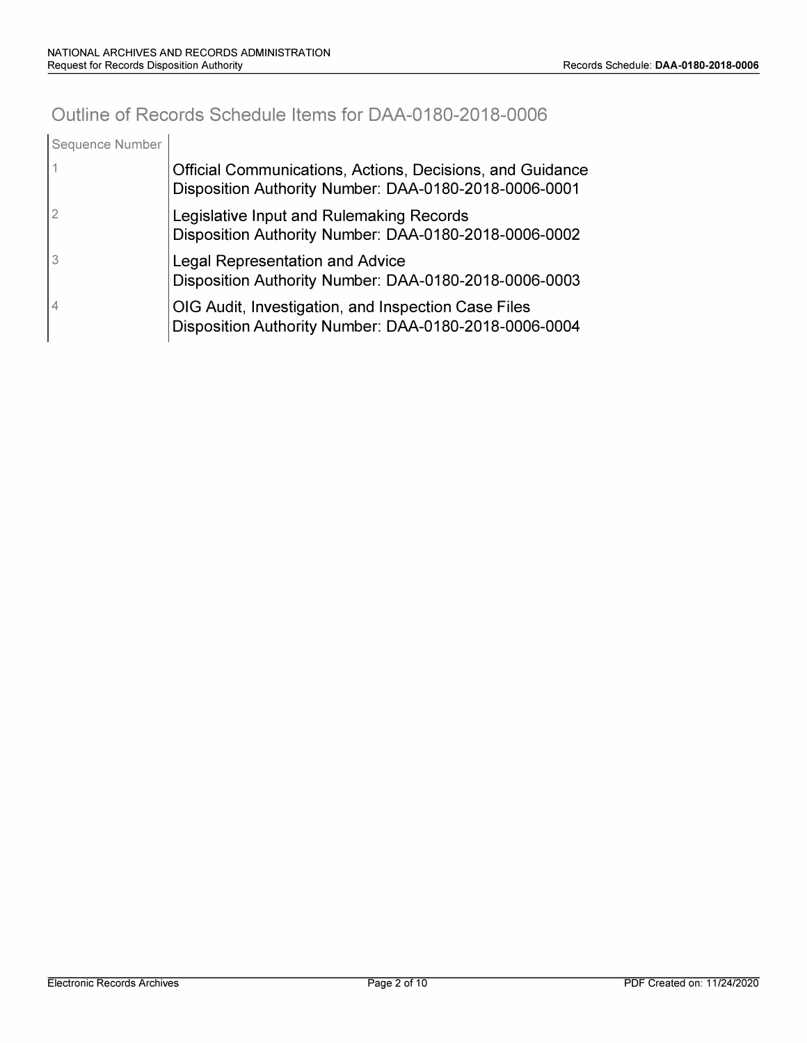# Outline of Records Schedule Items for DAA-0180-2018-0006

| Sequence Number | |
|---|---|
| 1 | Official Communications, Actions, Decisions, and Guidance<br>Disposition Authority Number: DAA-0180-2018-0006-0001 |
| 2 | Legislative Input and Rulemaking Records<br>Disposition Authority Number: DAA-0180-2018-0006-0002 |
| 3 | Legal Representation and Advice<br>Disposition Authority Number: DAA-0180-2018-0006-0003 |
| 4 | OIG Audit, Investigation, and Inspection Case Files<br>Disposition Authority Number: DAA-0180-2018-0006-0004 |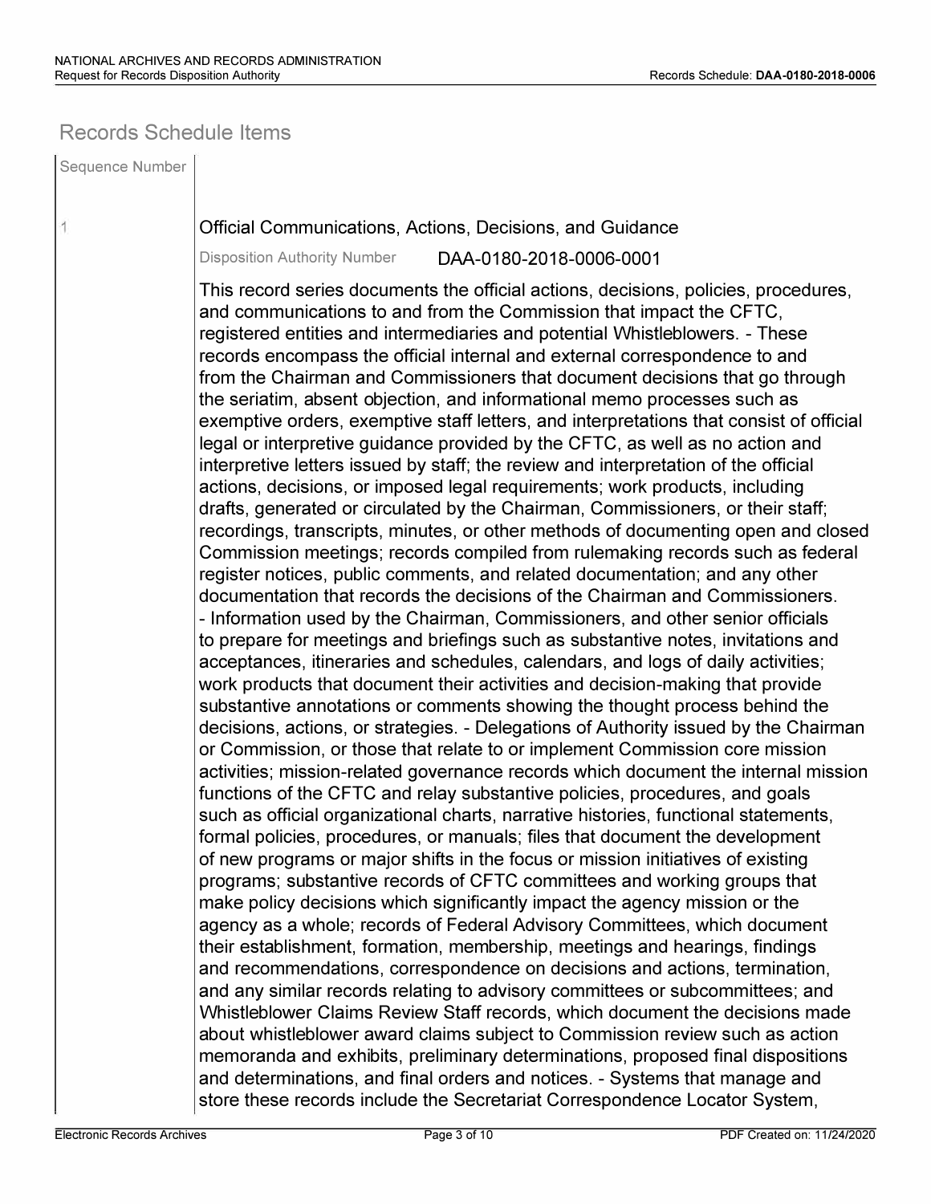## Records Schedule Items

| Sequence Number | |
|---|---|
| 1 | **Official Communications, Actions, Decisions, and Guidance** |

Disposition Authority Number DAA-0180-2018-0006-0001

This record series documents the official actions, decisions, policies, procedures, and communications to and from the Commission that impact the CFTC, registered entities and intermediaries and potential Whistleblowers. - These records encompass the official internal and external correspondence to and from the Chairman and Commissioners that document decisions that go through the seriatim, absent objection, and informational memo processes such as exemptive orders, exemptive staff letters, and interpretations that consist of official legal or interpretive guidance provided by the CFTC, as well as no action and interpretive letters issued by staff; the review and interpretation of the official actions, decisions, or imposed legal requirements; work products, including drafts, generated or circulated by the Chairman, Commissioners, or their staff; recordings, transcripts, minutes, or other methods of documenting open and closed Commission meetings; records compiled from rulemaking records such as federal register notices, public comments, and related documentation; and any other documentation that records the decisions of the Chairman and Commissioners. - Information used by the Chairman, Commissioners, and other senior officials to prepare for meetings and briefings such as substantive notes, invitations and acceptances, itineraries and schedules, calendars, and logs of daily activities; work products that document their activities and decision-making that provide substantive annotations or comments showing the thought process behind the decisions, actions, or strategies. - Delegations of Authority issued by the Chairman or Commission, or those that relate to or implement Commission core mission activities; mission-related governance records which document the internal mission functions of the CFTC and relay substantive policies, procedures, and goals such as official organizational charts, narrative histories, functional statements, formal policies, procedures, or manuals; files that document the development of new programs or major shifts in the focus or mission initiatives of existing programs; substantive records of CFTC committees and working groups that make policy decisions which significantly impact the agency mission or the agency as a whole; records of Federal Advisory Committees, which document their establishment, formation, membership, meetings and hearings, findings and recommendations, correspondence on decisions and actions, termination, and any similar records relating to advisory committees or subcommittees; and Whistleblower Claims Review Staff records, which document the decisions made about whistleblower award claims subject to Commission review such as action memoranda and exhibits, preliminary determinations, proposed final dispositions and determinations, and final orders and notices. - Systems that manage and store these records include the Secretariat Correspondence Locator System,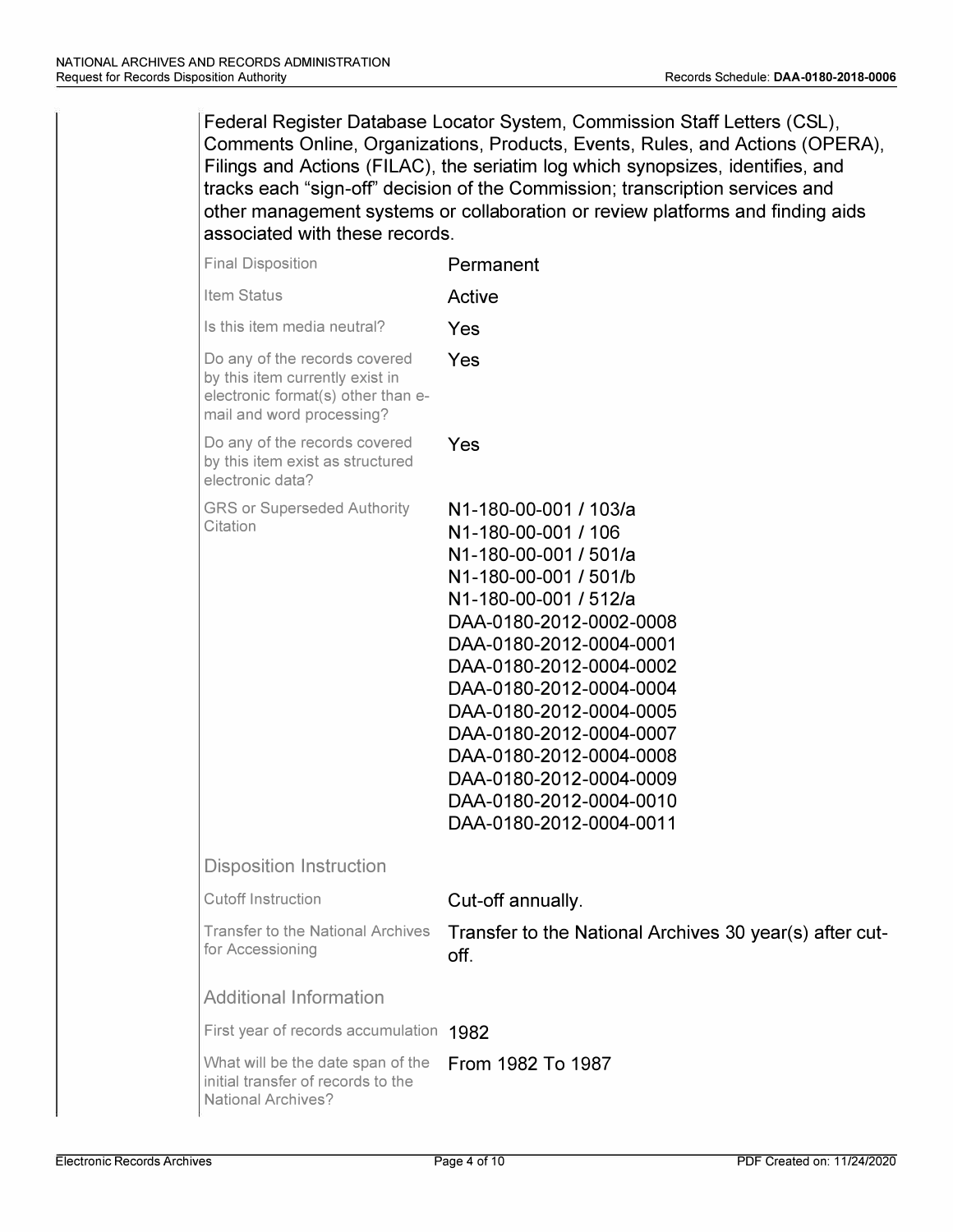Federal Register Database Locator System, Commission Staff Letters (CSL), Comments Online, Organizations, Products, Events, Rules, and Actions (OPERA), Filings and Actions (FILAC), the seriatim log which synopsizes, identifies, and tracks each "sign-off" decision of the Commission; transcription services and other management systems or collaboration or review platforms and finding aids associated with these records.

| | |
|---|---|
| Final Disposition | Permanent |
| Item Status | Active |
| Is this item media neutral? | Yes |
| Do any of the records covered by this item currently exist in electronic format(s) other than e-mail and word processing? | Yes |
| Do any of the records covered by this item exist as structured electronic data? | Yes |
| GRS or Superseded Authority Citation | N1-180-00-001 / 103/a<br>N1-180-00-001 / 106<br>N1-180-00-001 / 501/a<br>N1-180-00-001 / 501/b<br>N1-180-00-001 / 512/a<br>DAA-0180-2012-0002-0008<br>DAA-0180-2012-0004-0001<br>DAA-0180-2012-0004-0002<br>DAA-0180-2012-0004-0004<br>DAA-0180-2012-0004-0005<br>DAA-0180-2012-0004-0007<br>DAA-0180-2012-0004-0008<br>DAA-0180-2012-0004-0009<br>DAA-0180-2012-0004-0010<br>DAA-0180-2012-0004-0011 |

### Disposition Instruction

| | |
|---|---|
| Cutoff Instruction | Cut-off annually. |
| Transfer to the National Archives for Accessioning | Transfer to the National Archives 30 year(s) after cut-off. |

### Additional Information

| | |
|---|---|
| First year of records accumulation | 1982 |
| What will be the date span of the initial transfer of records to the National Archives? | From 1982 To 1987 |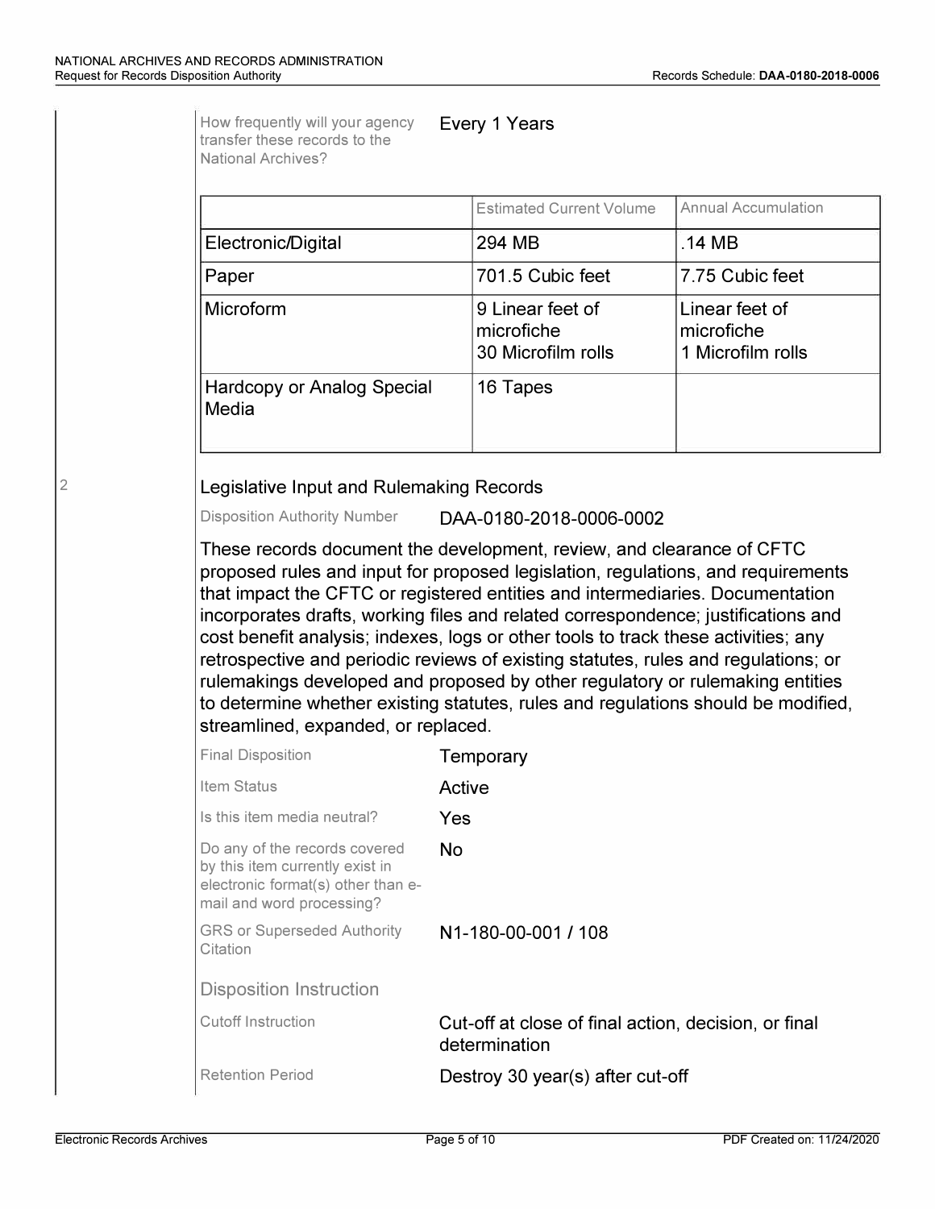| | |
|---|---|
| How frequently will your agency transfer these records to the National Archives? | Every 1 Years |

| | Estimated Current Volume | Annual Accumulation |
|---|---|---|
| Electronic/Digital | 294 MB | .14 MB |
| Paper | 701.5 Cubic feet | 7.75 Cubic feet |
| Microform | 9 Linear feet of microfiche<br>30 Microfilm rolls | Linear feet of microfiche<br>1 Microfilm rolls |
| Hardcopy or Analog Special Media | 16 Tapes | |

2

## Legislative Input and Rulemaking Records

| | |
|---|---|
| Disposition Authority Number | DAA-0180-2018-0006-0002 |

These records document the development, review, and clearance of CFTC proposed rules and input for proposed legislation, regulations, and requirements that impact the CFTC or registered entities and intermediaries. Documentation incorporates drafts, working files and related correspondence; justifications and cost benefit analysis; indexes, logs or other tools to track these activities; any retrospective and periodic reviews of existing statutes, rules and regulations; or rulemakings developed and proposed by other regulatory or rulemaking entities to determine whether existing statutes, rules and regulations should be modified, streamlined, expanded, or replaced.

| | |
|---|---|
| Final Disposition | Temporary |
| Item Status | Active |
| Is this item media neutral? | Yes |
| Do any of the records covered by this item currently exist in electronic format(s) other than e-mail and word processing? | No |
| GRS or Superseded Authority Citation | N1-180-00-001 / 108 |

### Disposition Instruction

| | |
|---|---|
| Cutoff Instruction | Cut-off at close of final action, decision, or final determination |
| Retention Period | Destroy 30 year(s) after cut-off |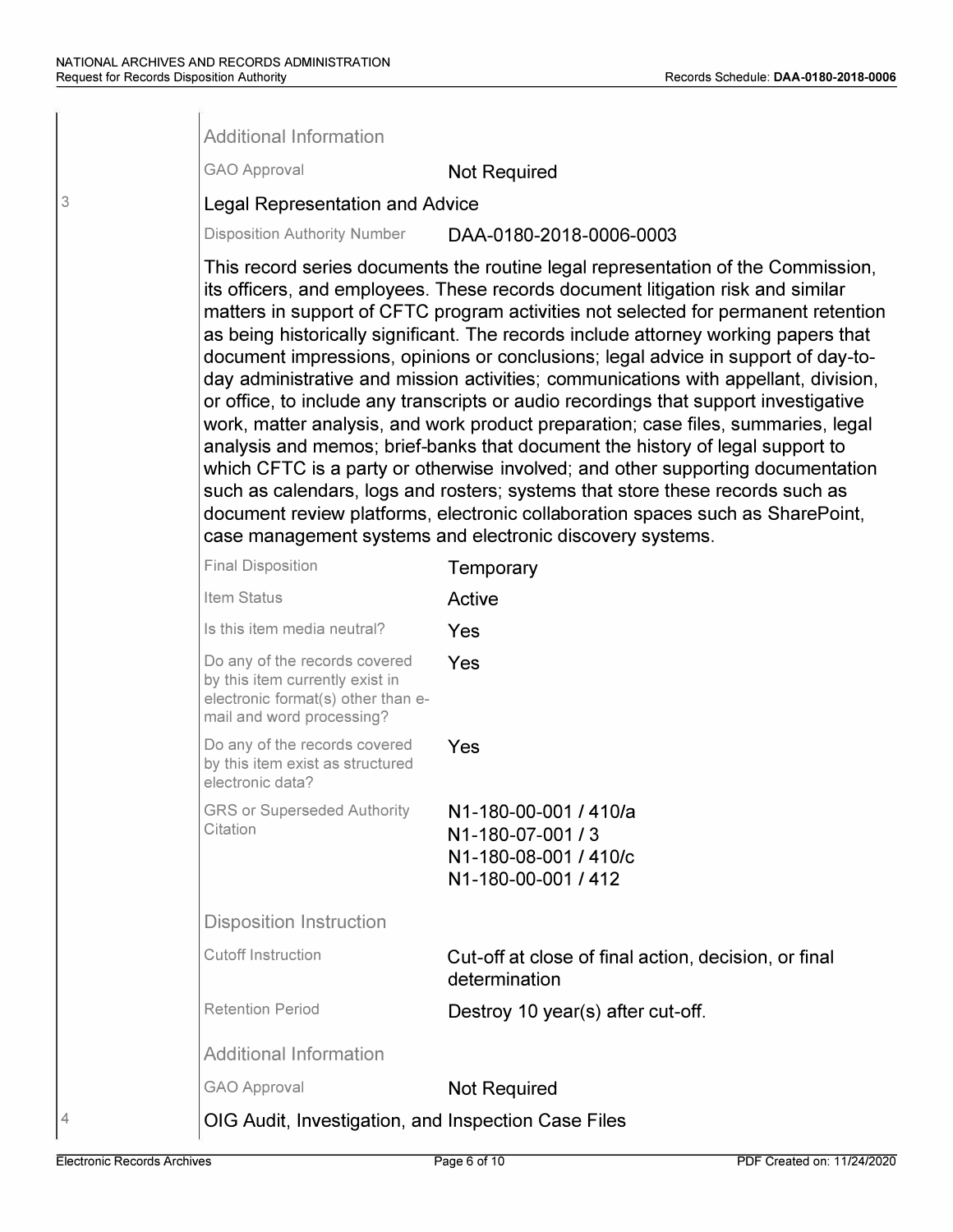### Additional Information

| | |
|---|---|
| GAO Approval | Not Required |

## 3 Legal Representation and Advice

| | |
|---|---|
| Disposition Authority Number | DAA-0180-2018-0006-0003 |

This record series documents the routine legal representation of the Commission, its officers, and employees. These records document litigation risk and similar matters in support of CFTC program activities not selected for permanent retention as being historically significant. The records include attorney working papers that document impressions, opinions or conclusions; legal advice in support of day-to-day administrative and mission activities; communications with appellant, division, or office, to include any transcripts or audio recordings that support investigative work, matter analysis, and work product preparation; case files, summaries, legal analysis and memos; brief-banks that document the history of legal support to which CFTC is a party or otherwise involved; and other supporting documentation such as calendars, logs and rosters; systems that store these records such as document review platforms, electronic collaboration spaces such as SharePoint, case management systems and electronic discovery systems.

| | |
|---|---|
| Final Disposition | Temporary |
| Item Status | Active |
| Is this item media neutral? | Yes |
| Do any of the records covered by this item currently exist in electronic format(s) other than e-mail and word processing? | Yes |
| Do any of the records covered by this item exist as structured electronic data? | Yes |
| GRS or Superseded Authority Citation | N1-180-00-001 / 410/a<br>N1-180-07-001 / 3<br>N1-180-08-001 / 410/c<br>N1-180-00-001 / 412 |

### Disposition Instruction

| | |
|---|---|
| Cutoff Instruction | Cut-off at close of final action, decision, or final determination |
| Retention Period | Destroy 10 year(s) after cut-off. |

### Additional Information

| | |
|---|---|
| GAO Approval | Not Required |

## 4 OIG Audit, Investigation, and Inspection Case Files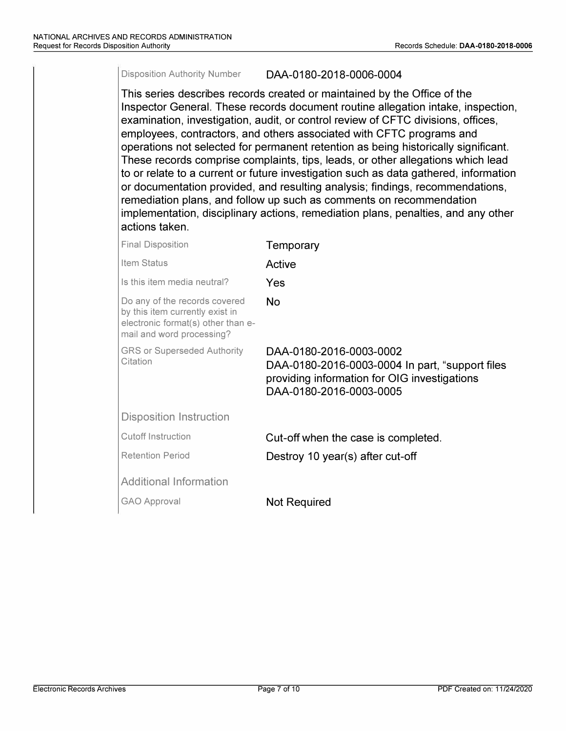| | |
|---|---|
| Disposition Authority Number | DAA-0180-2018-0006-0004 |

This series describes records created or maintained by the Office of the Inspector General. These records document routine allegation intake, inspection, examination, investigation, audit, or control review of CFTC divisions, offices, employees, contractors, and others associated with CFTC programs and operations not selected for permanent retention as being historically significant. These records comprise complaints, tips, leads, or other allegations which lead to or relate to a current or future investigation such as data gathered, information or documentation provided, and resulting analysis; findings, recommendations, remediation plans, and follow up such as comments on recommendation implementation, disciplinary actions, remediation plans, penalties, and any other actions taken.

| | |
|---|---|
| Final Disposition | Temporary |
| Item Status | Active |
| Is this item media neutral? | Yes |
| Do any of the records covered by this item currently exist in electronic format(s) other than e-mail and word processing? | No |
| GRS or Superseded Authority Citation | DAA-0180-2016-0003-0002<br>DAA-0180-2016-0003-0004 In part, "support files providing information for OIG investigations<br>DAA-0180-2016-0003-0005 |

### Disposition Instruction

| | |
|---|---|
| Cutoff Instruction | Cut-off when the case is completed. |
| Retention Period | Destroy 10 year(s) after cut-off |

### Additional Information

| | |
|---|---|
| GAO Approval | Not Required |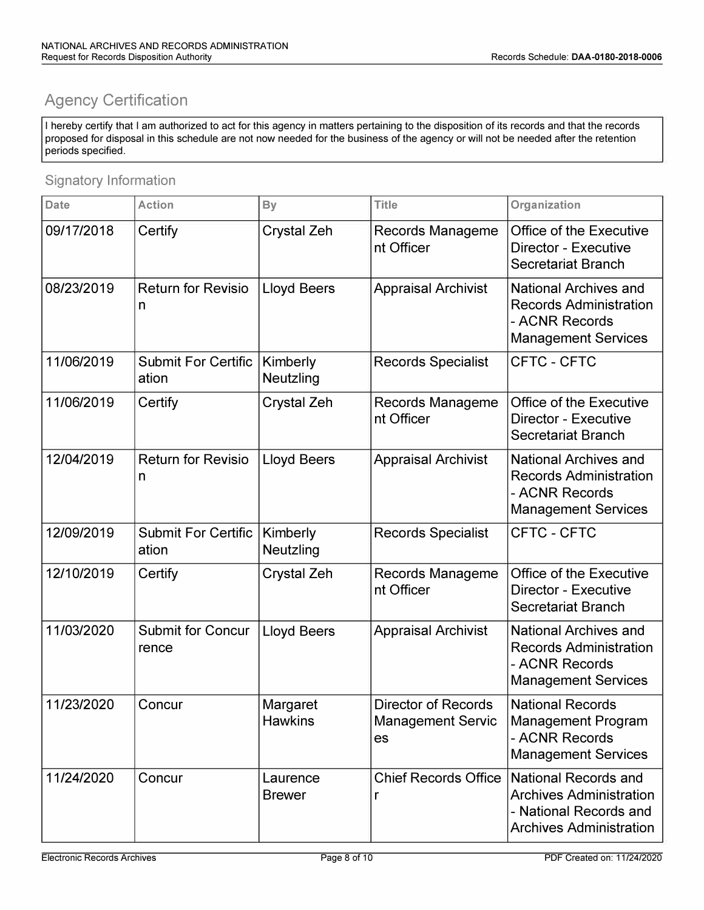## Agency Certification

I hereby certify that I am authorized to act for this agency in matters pertaining to the disposition of its records and that the records proposed for disposal in this schedule are not now needed for the business of the agency or will not be needed after the retention periods specified.

### Signatory Information

| Date | Action | By | Title | Organization |
|---|---|---|---|---|
| 09/17/2018 | Certify | Crystal Zeh | Records Management Officer | Office of the Executive Director - Executive Secretariat Branch |
| 08/23/2019 | Return for Revision | Lloyd Beers | Appraisal Archivist | National Archives and Records Administration - ACNR Records Management Services |
| 11/06/2019 | Submit For Certification | Kimberly Neutzling | Records Specialist | CFTC - CFTC |
| 11/06/2019 | Certify | Crystal Zeh | Records Management Officer | Office of the Executive Director - Executive Secretariat Branch |
| 12/04/2019 | Return for Revision | Lloyd Beers | Appraisal Archivist | National Archives and Records Administration - ACNR Records Management Services |
| 12/09/2019 | Submit For Certification | Kimberly Neutzling | Records Specialist | CFTC - CFTC |
| 12/10/2019 | Certify | Crystal Zeh | Records Management Officer | Office of the Executive Director - Executive Secretariat Branch |
| 11/03/2020 | Submit for Concurrence | Lloyd Beers | Appraisal Archivist | National Archives and Records Administration - ACNR Records Management Services |
| 11/23/2020 | Concur | Margaret Hawkins | Director of Records Management Services | National Records Management Program - ACNR Records Management Services |
| 11/24/2020 | Concur | Laurence Brewer | Chief Records Officer | National Records and Archives Administration - National Records and Archives Administration |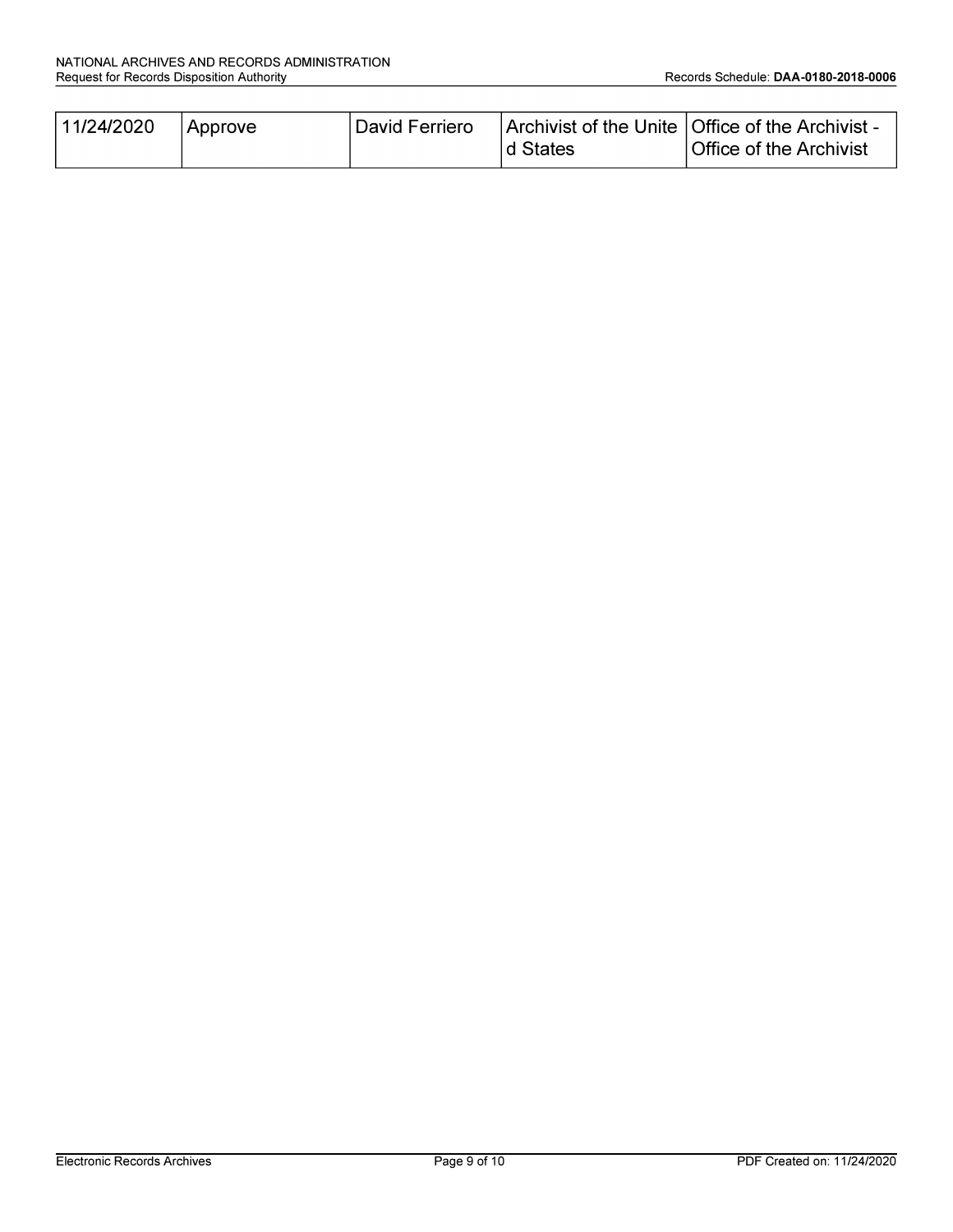| 11/24/2020 | Approve | David Ferriero | Archivist of the United States | Office of the Archivist - Office of the Archivist |
|---|---|---|---|---|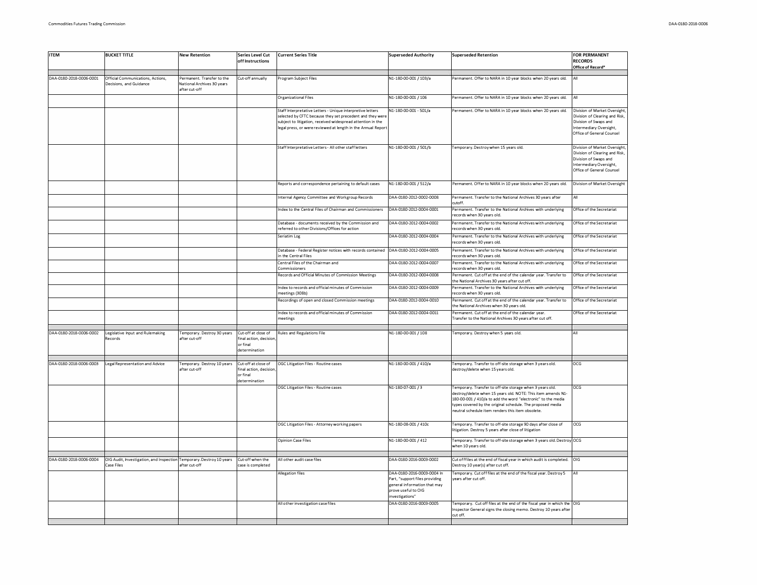| ITEM | BUCKET TITLE | New Retention | Series Level Cut off Instructions | Current Series Title | Superseded Authority | Superseded Retention | FOR PERMANENT RECORDS Office of Record* |
|---|---|---|---|---|---|---|---|
| | | | | | | | |
| DAA-0180-2018-0006-0001 | Official Communications, Actions, Decisions, and Guidance | Permanent. Transfer to the National Archives 30 years after cut-off | Cut-off annually | Program Subject Files | N1-180-00-001 / 103/a | Permanent. Offer to NARA in 10 year blocks when 20 years old. | All |
| | | | | Organizational Files | N1-180-00-001 / 106 | Permanent. Offer to NARA in 10 year blocks when 20 years old. | All |
| | | | | Staff Interpretative Letters - Unique interpretive letters selected by CFTC because they set precedent and they were subject to litigation, received widespread attention in the legal press, or were reviewed at length in the Annual Report | N1-180-00-001 - 501/a | Permanent. Offer to NARA in 10 year blocks when 20 years old. | Division of Market Oversight, Division of Clearing and Risk, Division of Swaps and Intermediary Oversight, Office of General Counsel |
| | | | | Staff Interpretative Letters - All other staff letters | N1-180-00-001 / 501/b | Temporary. Destroy when 15 years old. | Division of Market Oversight, Division of Clearing and Risk, Division of Swaps and Intermediary Oversight, Office of General Counsel |
| | | | | Reports and correspondence pertaining to default cases | N1-180-00-001 / 512/a | Permanent. Offer to NARA in 10 year blocks when 20 years old. | Division of Market Oversight |
| | | | | Internal Agency Committee and Workgroup Records | DAA-0180-2012-0002-0008 | Permanent. Transfer to the National Archives 30 years after cutoff. | All |
| | | | | Index to the Central Files of Chairman and Commissioners | DAA-0180-2012-0004-0001 | Permanent. Transfer to the National Archives with underlying records when 30 years old. | Office of the Secretariat |
| | | | | Database - documents received by the Commission and referred to other Divisions/Offices for action | DAA-0180-2012-0004-0002 | Permanent. Transfer to the National Archives with underlying records when 30 years old. | Office of the Secretariat |
| | | | | Seriatim Log | DAA-0180-2012-0004-0004 | Permanent. Transfer to the National Archives with underlying records when 30 years old. | Office of the Secretariat |
| | | | | Database - Federal Register notices with records contained in the Central Files | DAA-0180-2012-0004-0005 | Permanent. Transfer to the National Archives with underlying records when 30 years old. | Office of the Secretariat |
| | | | | Central Files of the Chairman and Commissioners | DAA-0180-2012-0004-0007 | Permanent. Transfer to the National Archives with underlying records when 30 years old. | Office of the Secretariat |
| | | | | Records and Official Minutes of Commission Meetings | DAA-0180-2012-0004-0008 | Permanent. Cut off at the end of the calendar year. Transfer to the National Archives 30 years after cut off. | Office of the Secretariat |
| | | | | Index to records and official minutes of Commission meetings (308b) | DAA-0180-2012-0004-0009 | Permanent. Transfer to the National Archives with underlying records when 30 years old. | Office of the Secretariat |
| | | | | Recordings of open and closed Commission meetings | DAA-0180-2012-0004-0010 | Permanent. Cut off at the end of the calendar year. Transfer to the National Archives when 30 years old. | Office of the Secretariat |
| | | | | Index to records and official minutes of Commission meetings | DAA-0180-2012-0004-0011 | Permanent. Cut off at the end of the calendar year. Transfer to the National Archives 30 years after cut off. | Office of the Secretariat |
| | | | | | | | |
| DAA-0180-2018-0006-0002 | Legislative Input and Rulemaking Records | Temporary. Destroy 30 years after cut-off | Cut-off at close of final action, decision, or final determination | Rules and Regulations File | N1-180-00-001 / 108 | Temporary. Destroy when 5 years old. | All |
| | | | | | | | |
| DAA-0180-2018-0006-0003 | Legal Representation and Advice | Temporary. Destroy 10 years after cut-off | Cut-off at close of final action, decision, or final determination | OGC Litigation Files - Routine cases | N1-180-00-001 / 410/a | Temporary. Transfer to off-site storage when 3 years old. destroy/delete when 15 years old. | OCG |
| | | | | OGC Litigation Files - Routine cases | N1-180-07-001 / 3 | Temporary. Transfer to off-site storage when 3 years old. destroy/delete when 15 years old. NOTE: This item amends N1-180-00-001 / 410/a to add the word "electronic" to the media types covered by the original schedule. The proposed media neutral schedule item renders this item obsolete. | OCG |
| | | | | OGC Litigation Files - Attorney working papers | N1-180-08-001 / 410c | Temporary. Transfer to off-site storage 90 days after close of litigation. Destroy 5 years after close of litigation | OCG |
| | | | | Opinion Case Files | N1-180-00-001 / 412 | Temporary. Transfer to off-site storage when 3 years old. Destroy when 10 years old. | OCG |
| | | | | | | | |
| DAA-0180-2018-0006-0004 | OIG Audit, Investigation, and Inspection Case Files | Temporary. Destroy 10 years after cut-off | Cut-off when the case is completed | All other audit case files | DAA-0180-2016-0003-0002 | Cut off files at the end of fiscal year in which audit is completed. Destroy 10 year(s) after cut off. | OIG |
| | | | | Allegation files | DAA-0180-2016-0003-0004 In Part, "support files providing general information that may prove useful to OIG investigations" | Temporary. Cut off files at the end of the fiscal year. Destroy 5 years after cut off. | All |
| | | | | All other investigation case files | DAA-0180-2016-0003-0005 | Temporary. Cut off files at the end of the fiscal year in which the Inspector General signs the closing memo. Destroy 10 years after cut off. | OIG |
| | | | | | | | |